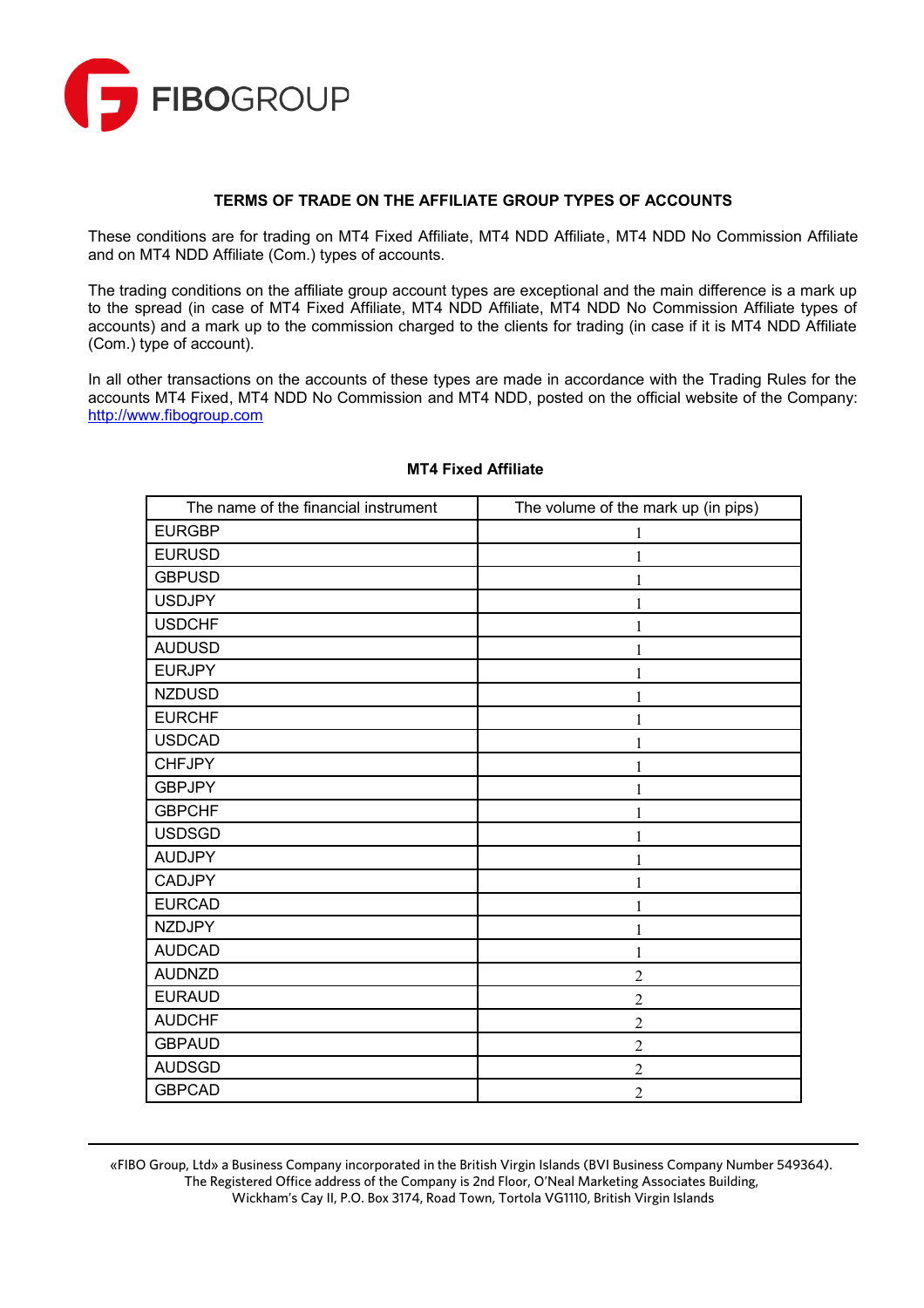## TERMS OF TRADE ON THE AFFILIATE GROUP TYPES OF ACCOUNTS

These conditions are for trading on MT4 Fixed Affiliate, MT4 NDD Affiliate, MT4 NDD No Commission Affiliate and on MT4 NDD Affiliate (Com.) types of accounts.

The trading conditions on the affiliate group account types are exceptional and the main difference is a mark up to the spread (in case of MT4 Fixed Affiliate, MT4 NDD Affiliate, MT4 NDD No Commission Affiliate types of accounts) and a mark up to the commission charged to the clients for trading (in case if it is MT4 NDD Affiliate (Com.) type of account).

In all other transactions on the accounts of these types are made in accordance with the Trading Rules for the accounts MT4 Fixed, MT4 NDD No Commission and MT4 NDD, posted on the official website of the Company: [http://www.fibogroup.com](http://www.fibogroup.com)

### MT4 Fixed Affiliate

| The name of the financial instrument | The volume of the mark up (in pips) |
|---|---|
| EURGBP | 1 |
| EURUSD | 1 |
| GBPUSD | 1 |
| USDJPY | 1 |
| USDCHF | 1 |
| AUDUSD | 1 |
| EURJPY | 1 |
| NZDUSD | 1 |
| EURCHF | 1 |
| USDCAD | 1 |
| CHFJPY | 1 |
| GBPJPY | 1 |
| GBPCHF | 1 |
| USDSGD | 1 |
| AUDJPY | 1 |
| CADJPY | 1 |
| EURCAD | 1 |
| NZDJPY | 1 |
| AUDCAD | 1 |
| AUDNZD | 2 |
| EURAUD | 2 |
| AUDCHF | 2 |
| GBPAUD | 2 |
| AUDSGD | 2 |
| GBPCAD | 2 |

«FIBO Group, Ltd» a Business Company incorporated in the British Virgin Islands (BVI Business Company Number 549364). The Registered Office address of the Company is 2nd Floor, O'Neal Marketing Associates Building, Wickham's Cay II, P.O. Box 3174, Road Town, Tortola VG1110, British Virgin Islands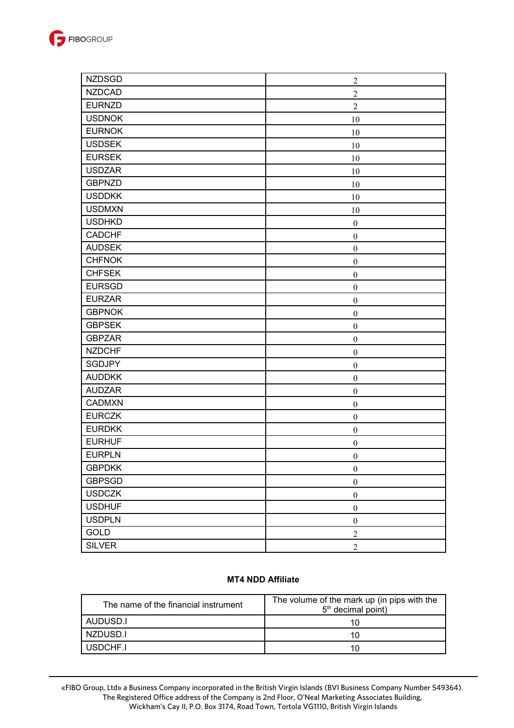| | |
|---|---|
| NZDSGD | 2 |
| NZDCAD | 2 |
| EURNZD | 2 |
| USDNOK | 10 |
| EURNOK | 10 |
| USDSEK | 10 |
| EURSEK | 10 |
| USDZAR | 10 |
| GBPNZD | 10 |
| USDDKK | 10 |
| USDMXN | 10 |
| USDHKD | 0 |
| CADCHF | 0 |
| AUDSEK | 0 |
| CHFNOK | 0 |
| CHFSEK | 0 |
| EURSGD | 0 |
| EURZAR | 0 |
| GBPNOK | 0 |
| GBPSEK | 0 |
| GBPZAR | 0 |
| NZDCHF | 0 |
| SGDJPY | 0 |
| AUDDKK | 0 |
| AUDZAR | 0 |
| CADMXN | 0 |
| EURCZK | 0 |
| EURDKK | 0 |
| EURHUF | 0 |
| EURPLN | 0 |
| GBPDKK | 0 |
| GBPSGD | 0 |
| USDCZK | 0 |
| USDHUF | 0 |
| USDPLN | 0 |
| GOLD | 2 |
| SILVER | 2 |

**MT4 NDD Affiliate**

| The name of the financial instrument | The volume of the mark up (in pips with the 5th decimal point) |
|---|---|
| AUDUSD.I | 10 |
| NZDUSD.I | 10 |
| USDCHF.I | 10 |

«FIBO Group, Ltd» a Business Company incorporated in the British Virgin Islands (BVI Business Company Number 549364). The Registered Office address of the Company is 2nd Floor, O'Neal Marketing Associates Building, Wickham's Cay II, P.O. Box 3174, Road Town, Tortola VG1110, British Virgin Islands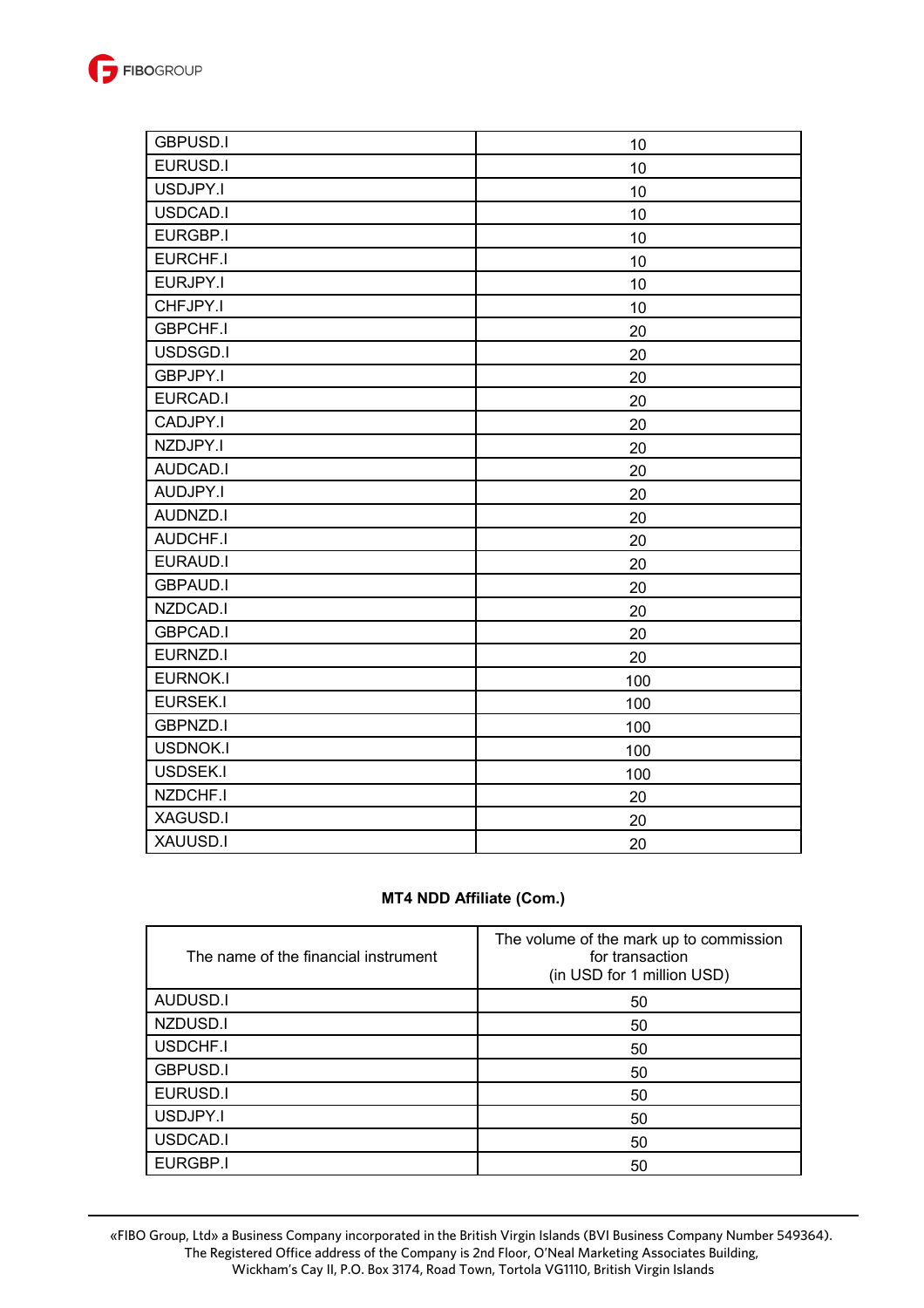| | |
|---|---|
| GBPUSD.I | 10 |
| EURUSD.I | 10 |
| USDJPY.I | 10 |
| USDCAD.I | 10 |
| EURGBP.I | 10 |
| EURCHF.I | 10 |
| EURJPY.I | 10 |
| CHFJPY.I | 10 |
| GBPCHF.I | 20 |
| USDSGD.I | 20 |
| GBPJPY.I | 20 |
| EURCAD.I | 20 |
| CADJPY.I | 20 |
| NZDJPY.I | 20 |
| AUDCAD.I | 20 |
| AUDJPY.I | 20 |
| AUDNZD.I | 20 |
| AUDCHF.I | 20 |
| EURAUD.I | 20 |
| GBPAUD.I | 20 |
| NZDCAD.I | 20 |
| GBPCAD.I | 20 |
| EURNZD.I | 20 |
| EURNOK.I | 100 |
| EURSEK.I | 100 |
| GBPNZD.I | 100 |
| USDNOK.I | 100 |
| USDSEK.I | 100 |
| NZDCHF.I | 20 |
| XAGUSD.I | 20 |
| XAUUSD.I | 20 |

**MT4 NDD Affiliate (Com.)**

| The name of the financial instrument | The volume of the mark up to commission for transaction (in USD for 1 million USD) |
|---|---|
| AUDUSD.I | 50 |
| NZDUSD.I | 50 |
| USDCHF.I | 50 |
| GBPUSD.I | 50 |
| EURUSD.I | 50 |
| USDJPY.I | 50 |
| USDCAD.I | 50 |
| EURGBP.I | 50 |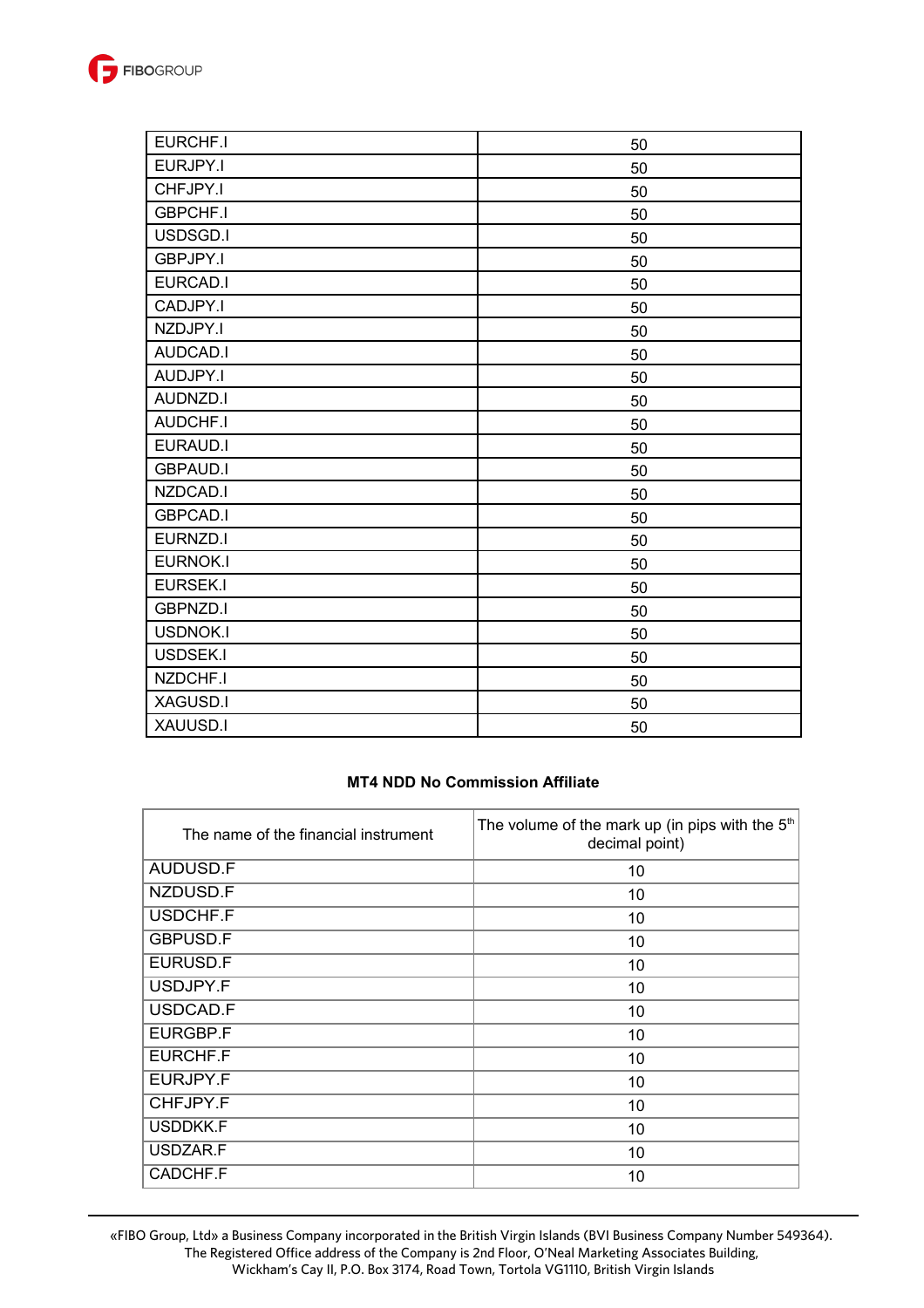| | |
|---|---|
| EURCHF.I | 50 |
| EURJPY.I | 50 |
| CHFJPY.I | 50 |
| GBPCHF.I | 50 |
| USDSGD.I | 50 |
| GBPJPY.I | 50 |
| EURCAD.I | 50 |
| CADJPY.I | 50 |
| NZDJPY.I | 50 |
| AUDCAD.I | 50 |
| AUDJPY.I | 50 |
| AUDNZD.I | 50 |
| AUDCHF.I | 50 |
| EURAUD.I | 50 |
| GBPAUD.I | 50 |
| NZDCAD.I | 50 |
| GBPCAD.I | 50 |
| EURNZD.I | 50 |
| EURNOK.I | 50 |
| EURSEK.I | 50 |
| GBPNZD.I | 50 |
| USDNOK.I | 50 |
| USDSEK.I | 50 |
| NZDCHF.I | 50 |
| XAGUSD.I | 50 |
| XAUUSD.I | 50 |

**MT4 NDD No Commission Affiliate**

| The name of the financial instrument | The volume of the mark up (in pips with the 5th decimal point) |
|---|---|
| AUDUSD.F | 10 |
| NZDUSD.F | 10 |
| USDCHF.F | 10 |
| GBPUSD.F | 10 |
| EURUSD.F | 10 |
| USDJPY.F | 10 |
| USDCAD.F | 10 |
| EURGBP.F | 10 |
| EURCHF.F | 10 |
| EURJPY.F | 10 |
| CHFJPY.F | 10 |
| USDDKK.F | 10 |
| USDZAR.F | 10 |
| CADCHF.F | 10 |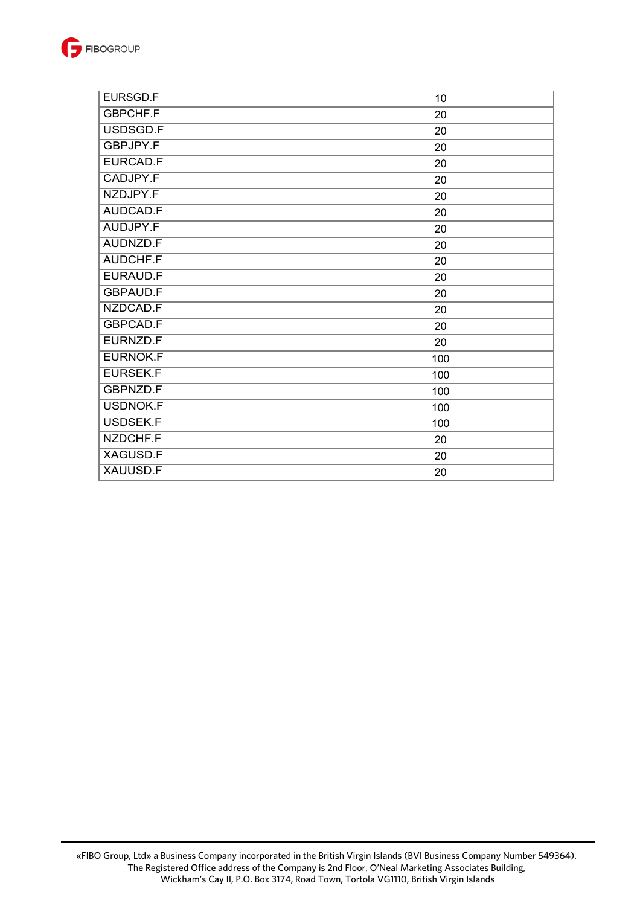| | |
|---|---|
| EURSGD.F | 10 |
| GBPCHF.F | 20 |
| USDSGD.F | 20 |
| GBPJPY.F | 20 |
| EURCAD.F | 20 |
| CADJPY.F | 20 |
| NZDJPY.F | 20 |
| AUDCAD.F | 20 |
| AUDJPY.F | 20 |
| AUDNZD.F | 20 |
| AUDCHF.F | 20 |
| EURAUD.F | 20 |
| GBPAUD.F | 20 |
| NZDCAD.F | 20 |
| GBPCAD.F | 20 |
| EURNZD.F | 20 |
| EURNOK.F | 100 |
| EURSEK.F | 100 |
| GBPNZD.F | 100 |
| USDNOK.F | 100 |
| USDSEK.F | 100 |
| NZDCHF.F | 20 |
| XAGUSD.F | 20 |
| XAUUSD.F | 20 |